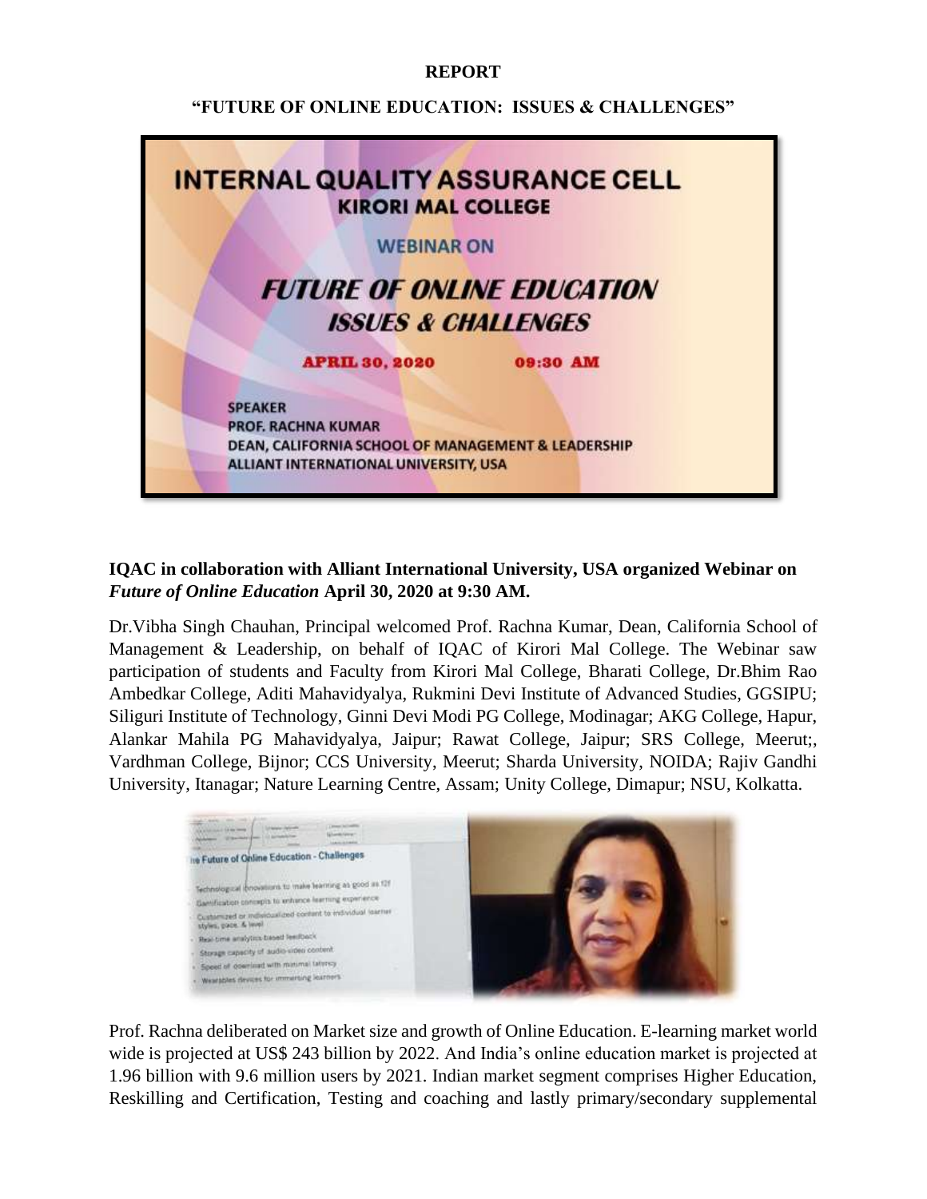**REPORT**

**"FUTURE OF ONLINE EDUCATION: ISSUES & CHALLENGES"**

INTERNAL QUALITY ASSURANCE CELL
KIRORI MAL COLLEGE

WEBINAR ON

*FUTURE OF ONLINE EDUCATION ISSUES & CHALLENGES*

APRIL 30, 2020 09:30 AM

SPEAKER
PROF. RACHNA KUMAR
DEAN, CALIFORNIA SCHOOL OF MANAGEMENT & LEADERSHIP
ALLIANT INTERNATIONAL UNIVERSITY, USA

**IQAC in collaboration with Alliant International University, USA organized Webinar on *Future of Online Education* April 30, 2020 at 9:30 AM.**

Dr.Vibha Singh Chauhan, Principal welcomed Prof. Rachna Kumar, Dean, California School of Management & Leadership, on behalf of IQAC of Kirori Mal College. The Webinar saw participation of students and Faculty from Kirori Mal College, Bharati College, Dr.Bhim Rao Ambedkar College, Aditi Mahavidyalya, Rukmini Devi Institute of Advanced Studies, GGSIPU; Siliguri Institute of Technology, Ginni Devi Modi PG College, Modinagar; AKG College, Hapur, Alankar Mahila PG Mahavidyalya, Jaipur; Rawat College, Jaipur; SRS College, Meerut;, Vardhman College, Bijnor; CCS University, Meerut; Sharda University, NOIDA; Rajiv Gandhi University, Itanagar; Nature Learning Centre, Assam; Unity College, Dimapur; NSU, Kolkatta.

Prof. Rachna deliberated on Market size and growth of Online Education. E-learning market world wide is projected at US$ 243 billion by 2022. And India's online education market is projected at 1.96 billion with 9.6 million users by 2021. Indian market segment comprises Higher Education, Reskilling and Certification, Testing and coaching and lastly primary/secondary supplemental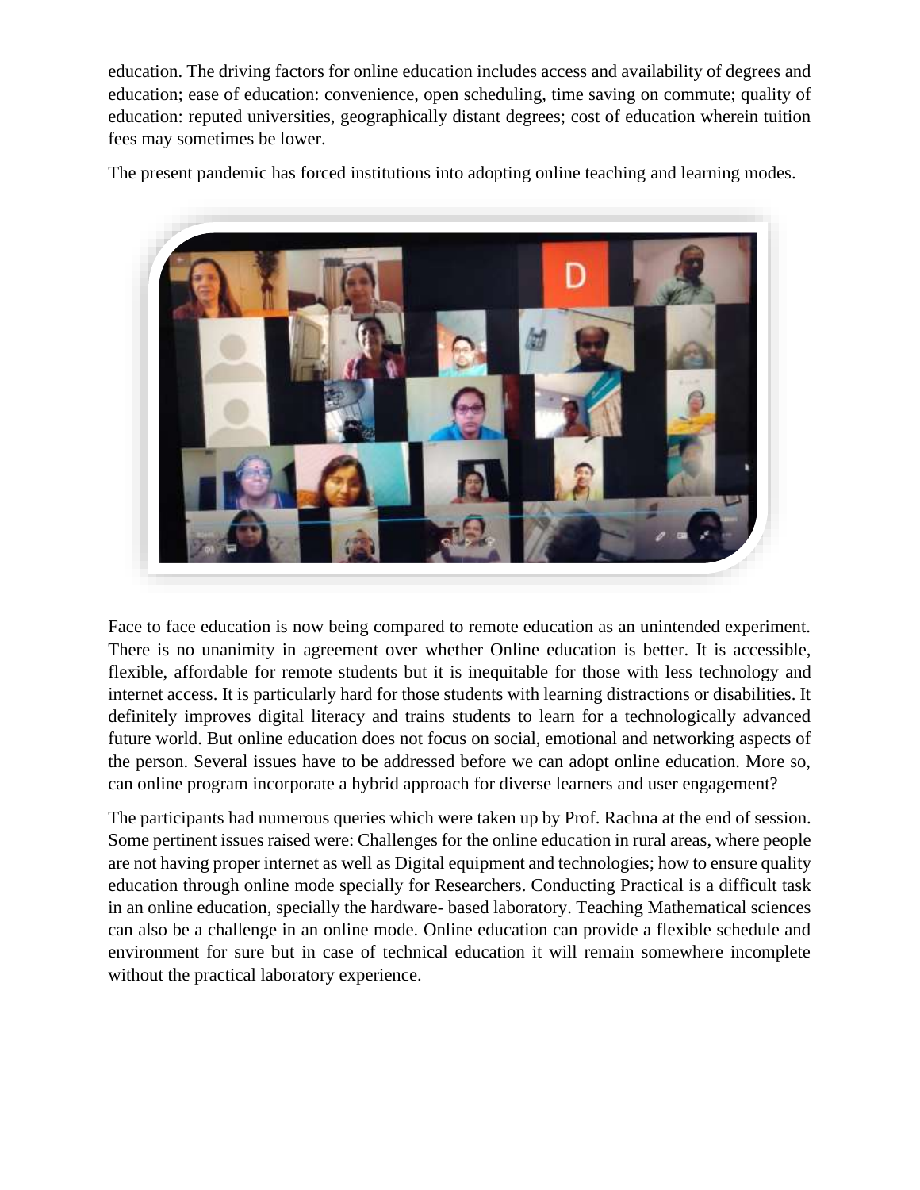education. The driving factors for online education includes access and availability of degrees and education; ease of education: convenience, open scheduling, time saving on commute; quality of education: reputed universities, geographically distant degrees; cost of education wherein tuition fees may sometimes be lower.

The present pandemic has forced institutions into adopting online teaching and learning modes.

Face to face education is now being compared to remote education as an unintended experiment. There is no unanimity in agreement over whether Online education is better. It is accessible, flexible, affordable for remote students but it is inequitable for those with less technology and internet access. It is particularly hard for those students with learning distractions or disabilities. It definitely improves digital literacy and trains students to learn for a technologically advanced future world. But online education does not focus on social, emotional and networking aspects of the person. Several issues have to be addressed before we can adopt online education. More so, can online program incorporate a hybrid approach for diverse learners and user engagement?

The participants had numerous queries which were taken up by Prof. Rachna at the end of session. Some pertinent issues raised were: Challenges for the online education in rural areas, where people are not having proper internet as well as Digital equipment and technologies; how to ensure quality education through online mode specially for Researchers. Conducting Practical is a difficult task in an online education, specially the hardware- based laboratory. Teaching Mathematical sciences can also be a challenge in an online mode. Online education can provide a flexible schedule and environment for sure but in case of technical education it will remain somewhere incomplete without the practical laboratory experience.